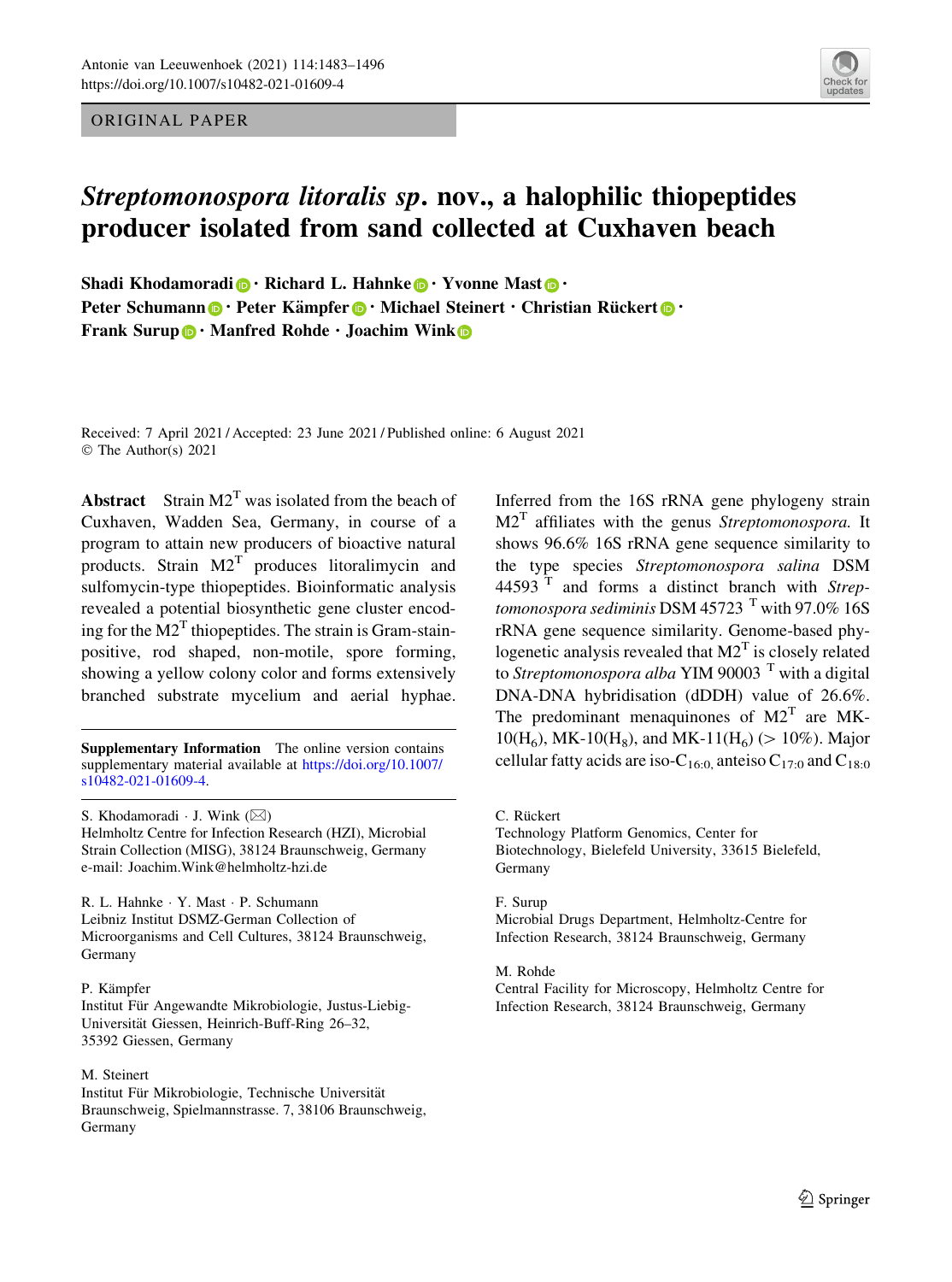ORIGINAL PAPER

# *Streptomonospora litoralis sp.* nov., a halophilic thiopeptides producer isolated from sand collected at Cuxhaven beach

**Shadi Khodamoradi · Richard L. Hahnke · Yvonne Mast · Peter Schumann · Peter Kämpfer · Michael Steinert · Christian Rückert · Frank Surup · Manfred Rohde · Joachim Wink**

Received: 7 April 2021 / Accepted: 23 June 2021 / Published online: 6 August 2021
© The Author(s) 2021

**Abstract** Strain M2$^T$ was isolated from the beach of Cuxhaven, Wadden Sea, Germany, in course of a program to attain new producers of bioactive natural products. Strain M2$^T$ produces litoralimycin and sulfomycin-type thiopeptides. Bioinformatic analysis revealed a potential biosynthetic gene cluster encoding for the M2$^T$ thiopeptides. The strain is Gram-stain-positive, rod shaped, non-motile, spore forming, showing a yellow colony color and forms extensively branched substrate mycelium and aerial hyphae. Inferred from the 16S rRNA gene phylogeny strain M2$^T$ affiliates with the genus *Streptomonospora*. It shows 96.6% 16S rRNA gene sequence similarity to the type species *Streptomonospora salina* DSM 44593$^T$ and forms a distinct branch with *Streptomonospora sediminis* DSM 45723$^T$ with 97.0% 16S rRNA gene sequence similarity. Genome-based phylogenetic analysis revealed that M2$^T$ is closely related to *Streptomonospora alba* YIM 90003$^T$ with a digital DNA-DNA hybridisation (dDDH) value of 26.6%. The predominant menaquinones of M2$^T$ are MK-10($H_6$), MK-10($H_8$), and MK-11($H_6$) (> 10%). Major cellular fatty acids are iso-$C_{16:0}$, anteiso $C_{17:0}$ and $C_{18:0}$

**Supplementary Information** The online version contains supplementary material available at https://doi.org/10.1007/s10482-021-01609-4.

S. Khodamoradi · J. Wink (✉)
Helmholtz Centre for Infection Research (HZI), Microbial Strain Collection (MISG), 38124 Braunschweig, Germany
e-mail: Joachim.Wink@helmholtz-hzi.de

R. L. Hahnke · Y. Mast · P. Schumann
Leibniz Institut DSMZ-German Collection of Microorganisms and Cell Cultures, 38124 Braunschweig, Germany

P. Kämpfer
Institut Für Angewandte Mikrobiologie, Justus-Liebig-Universität Giessen, Heinrich-Buff-Ring 26–32, 35392 Giessen, Germany

M. Steinert
Institut Für Mikrobiologie, Technische Universität Braunschweig, Spielmannstrasse. 7, 38106 Braunschweig, Germany

C. Rückert
Technology Platform Genomics, Center for Biotechnology, Bielefeld University, 33615 Bielefeld, Germany

F. Surup
Microbial Drugs Department, Helmholtz-Centre for Infection Research, 38124 Braunschweig, Germany

M. Rohde
Central Facility for Microscopy, Helmholtz Centre for Infection Research, 38124 Braunschweig, Germany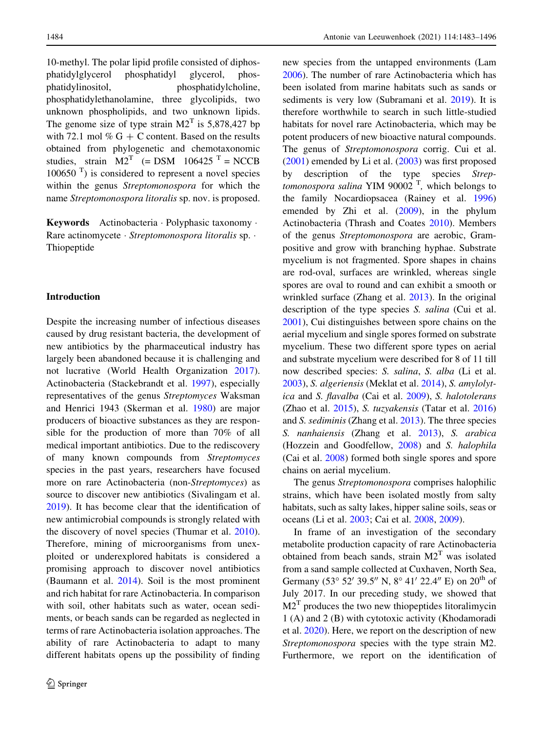10-methyl. The polar lipid profile consisted of diphosphatidylglycerol phosphatidyl glycerol, phosphatidylinositol, phosphatidylcholine, phosphatidylethanolamine, three glycolipids, two unknown phospholipids, and two unknown lipids. The genome size of type strain M2$^T$ is 5,878,427 bp with 72.1 mol % G + C content. Based on the results obtained from phylogenetic and chemotaxonomic studies, strain M2$^T$ (= DSM 106425 $^T$ = NCCB 100650 $^T$) is considered to represent a novel species within the genus *Streptomonospora* for which the name *Streptomonospora litoralis* sp. nov. is proposed.

**Keywords** Actinobacteria · Polyphasic taxonomy · Rare actinomycete · *Streptomonospora litoralis* sp. · Thiopeptide

## Introduction

Despite the increasing number of infectious diseases caused by drug resistant bacteria, the development of new antibiotics by the pharmaceutical industry has largely been abandoned because it is challenging and not lucrative (World Health Organization 2017). Actinobacteria (Stackebrandt et al. 1997), especially representatives of the genus *Streptomyces* Waksman and Henrici 1943 (Skerman et al. 1980) are major producers of bioactive substances as they are responsible for the production of more than 70% of all medical important antibiotics. Due to the rediscovery of many known compounds from *Streptomyces* species in the past years, researchers have focused more on rare Actinobacteria (non-*Streptomyces*) as source to discover new antibiotics (Sivalingam et al. 2019). It has become clear that the identification of new antimicrobial compounds is strongly related with the discovery of novel species (Thumar et al. 2010). Therefore, mining of microorganisms from unexploited or underexplored habitats is considered a promising approach to discover novel antibiotics (Baumann et al. 2014). Soil is the most prominent and rich habitat for rare Actinobacteria. In comparison with soil, other habitats such as water, ocean sediments, or beach sands can be regarded as neglected in terms of rare Actinobacteria isolation approaches. The ability of rare Actinobacteria to adapt to many different habitats opens up the possibility of finding new species from the untapped environments (Lam 2006). The number of rare Actinobacteria which has been isolated from marine habitats such as sands or sediments is very low (Subramani et al. 2019). It is therefore worthwhile to search in such little-studied habitats for novel rare Actinobacteria, which may be potent producers of new bioactive natural compounds. The genus of *Streptomonospora* corrig. Cui et al. (2001) emended by Li et al. (2003) was first proposed by description of the type species *Streptomonospora salina* YIM 90002 $^T$, which belongs to the family Nocardiopsacea (Rainey et al. 1996) emended by Zhi et al. (2009), in the phylum Actinobacteria (Thrash and Coates 2010). Members of the genus *Streptomonospora* are aerobic, Gram-positive and grow with branching hyphae. Substrate mycelium is not fragmented. Spore shapes in chains are rod-oval, surfaces are wrinkled, whereas single spores are oval to round and can exhibit a smooth or wrinkled surface (Zhang et al. 2013). In the original description of the type species *S. salina* (Cui et al. 2001), Cui distinguishes between spore chains on the aerial mycelium and single spores formed on substrate mycelium. These two different spore types on aerial and substrate mycelium were described for 8 of 11 till now described species: *S. salina*, *S. alba* (Li et al. 2003), *S. algeriensis* (Meklat et al. 2014), *S. amylolytica* and *S. flavalba* (Cai et al. 2009), *S. halotolerans* (Zhao et al. 2015), *S. tuzyakensis* (Tatar et al. 2016) and *S. sediminis* (Zhang et al. 2013). The three species *S. nanhaiensis* (Zhang et al. 2013), *S. arabica* (Hozzein and Goodfellow, 2008) and *S. halophila* (Cai et al. 2008) formed both single spores and spore chains on aerial mycelium.

The genus *Streptomonospora* comprises halophilic strains, which have been isolated mostly from salty habitats, such as salty lakes, hipper saline soils, seas or oceans (Li et al. 2003; Cai et al. 2008, 2009).

In frame of an investigation of the secondary metabolite production capacity of rare Actinobacteria obtained from beach sands, strain M2$^T$ was isolated from a sand sample collected at Cuxhaven, North Sea, Germany (53° 52′ 39.5″ N, 8° 41′ 22.4″ E) on 20$^{th}$ of July 2017. In our preceding study, we showed that M2$^T$ produces the two new thiopeptides litoralimycin 1 (A) and 2 (B) with cytotoxic activity (Khodamoradi et al. 2020). Here, we report on the description of new *Streptomonospora* species with the type strain M2. Furthermore, we report on the identification of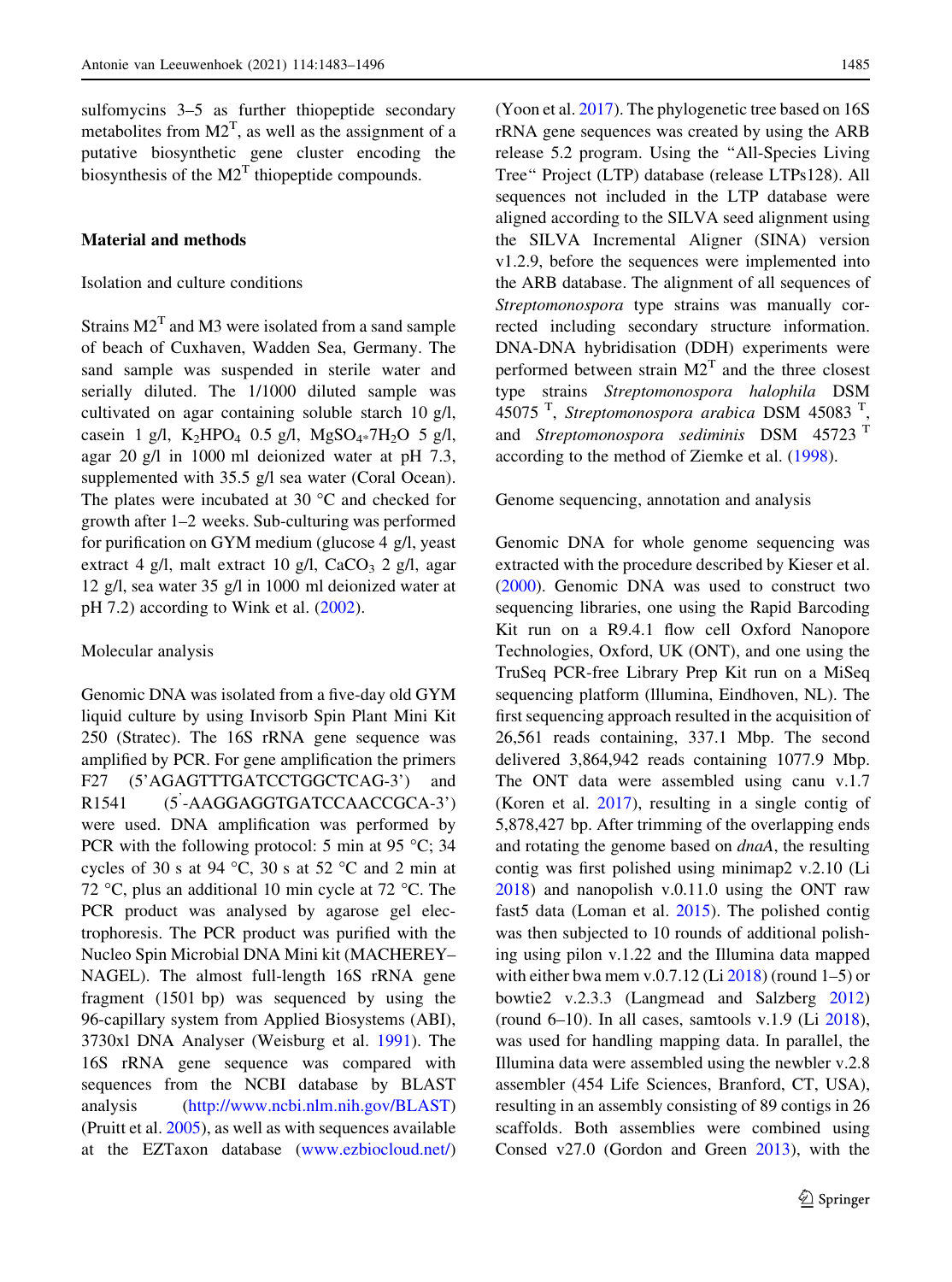sulfomycins 3–5 as further thiopeptide secondary metabolites from M2$^T$, as well as the assignment of a putative biosynthetic gene cluster encoding the biosynthesis of the M2$^T$ thiopeptide compounds.

## Material and methods

### Isolation and culture conditions

Strains M2$^T$ and M3 were isolated from a sand sample of beach of Cuxhaven, Wadden Sea, Germany. The sand sample was suspended in sterile water and serially diluted. The 1/1000 diluted sample was cultivated on agar containing soluble starch 10 g/l, casein 1 g/l, $K_2HPO_4$ 0.5 g/l, $MgSO_4{*}7H_2O$ 5 g/l, agar 20 g/l in 1000 ml deionized water at pH 7.3, supplemented with 35.5 g/l sea water (Coral Ocean). The plates were incubated at 30 °C and checked for growth after 1–2 weeks. Sub-culturing was performed for purification on GYM medium (glucose 4 g/l, yeast extract 4 g/l, malt extract 10 g/l, $CaCO_3$ 2 g/l, agar 12 g/l, sea water 35 g/l in 1000 ml deionized water at pH 7.2) according to Wink et al. (2002).

### Molecular analysis

Genomic DNA was isolated from a five-day old GYM liquid culture by using Invisorb Spin Plant Mini Kit 250 (Stratec). The 16S rRNA gene sequence was amplified by PCR. For gene amplification the primers F27 (5'AGAGTTTGATCCTGGCTCAG-3') and R1541 (5'-AAGGAGGTGATCCAACCGCA-3') were used. DNA amplification was performed by PCR with the following protocol: 5 min at 95 °C; 34 cycles of 30 s at 94 °C, 30 s at 52 °C and 2 min at 72 °C, plus an additional 10 min cycle at 72 °C. The PCR product was analysed by agarose gel electrophoresis. The PCR product was purified with the Nucleo Spin Microbial DNA Mini kit (MACHEREY–NAGEL). The almost full-length 16S rRNA gene fragment (1501 bp) was sequenced by using the 96-capillary system from Applied Biosystems (ABI), 3730xl DNA Analyser (Weisburg et al. 1991). The 16S rRNA gene sequence was compared with sequences from the NCBI database by BLAST analysis (http://www.ncbi.nlm.nih.gov/BLAST) (Pruitt et al. 2005), as well as with sequences available at the EZTaxon database (www.ezbiocloud.net/) (Yoon et al. 2017). The phylogenetic tree based on 16S rRNA gene sequences was created by using the ARB release 5.2 program. Using the "All-Species Living Tree" Project (LTP) database (release LTPs128). All sequences not included in the LTP database were aligned according to the SILVA seed alignment using the SILVA Incremental Aligner (SINA) version v1.2.9, before the sequences were implemented into the ARB database. The alignment of all sequences of *Streptomonospora* type strains was manually corrected including secondary structure information. DNA-DNA hybridisation (DDH) experiments were performed between strain M2$^T$ and the three closest type strains *Streptomonospora halophila* DSM 45075 $^T$, *Streptomonospora arabica* DSM 45083 $^T$, and *Streptomonospora sediminis* DSM 45723 $^T$ according to the method of Ziemke et al. (1998).

### Genome sequencing, annotation and analysis

Genomic DNA for whole genome sequencing was extracted with the procedure described by Kieser et al. (2000). Genomic DNA was used to construct two sequencing libraries, one using the Rapid Barcoding Kit run on a R9.4.1 flow cell Oxford Nanopore Technologies, Oxford, UK (ONT), and one using the TruSeq PCR-free Library Prep Kit run on a MiSeq sequencing platform (lllumina, Eindhoven, NL). The first sequencing approach resulted in the acquisition of 26,561 reads containing, 337.1 Mbp. The second delivered 3,864,942 reads containing 1077.9 Mbp. The ONT data were assembled using canu v.1.7 (Koren et al. 2017), resulting in a single contig of 5,878,427 bp. After trimming of the overlapping ends and rotating the genome based on *dnaA*, the resulting contig was first polished using minimap2 v.2.10 (Li 2018) and nanopolish v.0.11.0 using the ONT raw fast5 data (Loman et al. 2015). The polished contig was then subjected to 10 rounds of additional polishing using pilon v.1.22 and the Illumina data mapped with either bwa mem v.0.7.12 (Li 2018) (round 1–5) or bowtie2 v.2.3.3 (Langmead and Salzberg 2012) (round 6–10). In all cases, samtools v.1.9 (Li 2018), was used for handling mapping data. In parallel, the Illumina data were assembled using the newbler v.2.8 assembler (454 Life Sciences, Branford, CT, USA), resulting in an assembly consisting of 89 contigs in 26 scaffolds. Both assemblies were combined using Consed v27.0 (Gordon and Green 2013), with the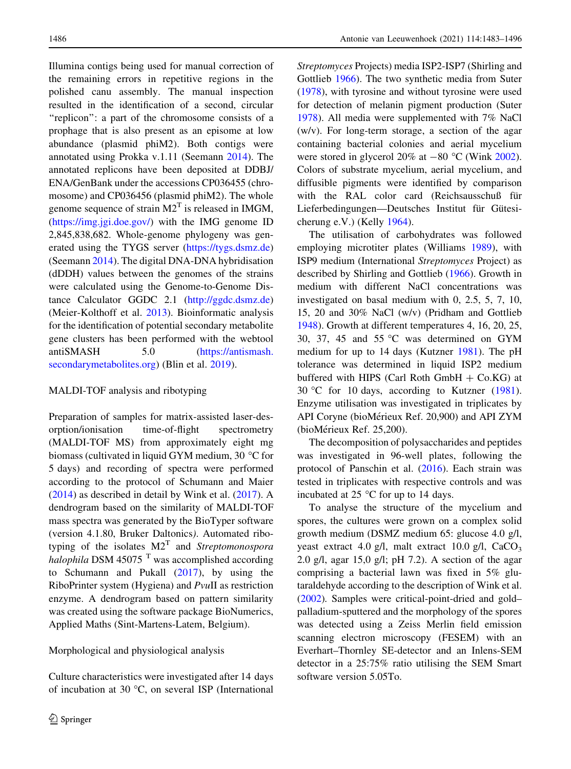Illumina contigs being used for manual correction of the remaining errors in repetitive regions in the polished canu assembly. The manual inspection resulted in the identification of a second, circular "replicon": a part of the chromosome consists of a prophage that is also present as an episome at low abundance (plasmid phiM2). Both contigs were annotated using Prokka v.1.11 (Seemann 2014). The annotated replicons have been deposited at DDBJ/ENA/GenBank under the accessions CP036455 (chromosome) and CP036456 (plasmid phiM2). The whole genome sequence of strain M2$^T$ is released in IMGM, (https://img.jgi.doe.gov/) with the IMG genome ID 2,845,838,682. Whole-genome phylogeny was generated using the TYGS server (https://tygs.dsmz.de) (Seemann 2014). The digital DNA-DNA hybridisation (dDDH) values between the genomes of the strains were calculated using the Genome-to-Genome Distance Calculator GGDC 2.1 (http://ggdc.dsmz.de) (Meier-Kolthoff et al. 2013). Bioinformatic analysis for the identification of potential secondary metabolite gene clusters has been performed with the webtool antiSMASH 5.0 (https://antismash.secondarymetabolites.org) (Blin et al. 2019).

## MALDI-TOF analysis and ribotyping

Preparation of samples for matrix-assisted laser-desorption/ionisation time-of-flight spectrometry (MALDI-TOF MS) from approximately eight mg biomass (cultivated in liquid GYM medium, 30 °C for 5 days) and recording of spectra were performed according to the protocol of Schumann and Maier (2014) as described in detail by Wink et al. (2017). A dendrogram based on the similarity of MALDI-TOF mass spectra was generated by the BioTyper software (version 4.1.80, Bruker Daltonics). Automated ribotyping of the isolates M2$^T$ and *Streptomonospora halophila* DSM 45075 $^T$ was accomplished according to Schumann and Pukall (2017), by using the RiboPrinter system (Hygiena) and *Pvu*II as restriction enzyme. A dendrogram based on pattern similarity was created using the software package BioNumerics, Applied Maths (Sint-Martens-Latem, Belgium).

## Morphological and physiological analysis

Culture characteristics were investigated after 14 days of incubation at 30 °C, on several ISP (International *Streptomyces* Projects) media ISP2-ISP7 (Shirling and Gottlieb 1966). The two synthetic media from Suter (1978), with tyrosine and without tyrosine were used for detection of melanin pigment production (Suter 1978). All media were supplemented with 7% NaCl (w/v). For long-term storage, a section of the agar containing bacterial colonies and aerial mycelium were stored in glycerol 20% at −80 °C (Wink 2002). Colors of substrate mycelium, aerial mycelium, and diffusible pigments were identified by comparison with the RAL color card (Reichsausschuß für Lieferbedingungen—Deutsches Institut für Gütesicherung e.V.) (Kelly 1964).

The utilisation of carbohydrates was followed employing microtiter plates (Williams 1989), with ISP9 medium (International *Streptomyces* Project) as described by Shirling and Gottlieb (1966). Growth in medium with different NaCl concentrations was investigated on basal medium with 0, 2.5, 5, 7, 10, 15, 20 and 30% NaCl (w/v) (Pridham and Gottlieb 1948). Growth at different temperatures 4, 16, 20, 25, 30, 37, 45 and 55 °C was determined on GYM medium for up to 14 days (Kutzner 1981). The pH tolerance was determined in liquid ISP2 medium buffered with HIPS (Carl Roth GmbH + Co.KG) at 30 °C for 10 days, according to Kutzner (1981). Enzyme utilisation was investigated in triplicates by API Coryne (bioMérieux Ref. 20,900) and API ZYM (bioMérieux Ref. 25,200).

The decomposition of polysaccharides and peptides was investigated in 96-well plates, following the protocol of Panschin et al. (2016). Each strain was tested in triplicates with respective controls and was incubated at 25 °C for up to 14 days.

To analyse the structure of the mycelium and spores, the cultures were grown on a complex solid growth medium (DSMZ medium 65: glucose 4.0 g/l, yeast extract 4.0 g/l, malt extract 10.0 g/l, $CaCO_3$ 2.0 g/l, agar 15,0 g/l; pH 7.2). A section of the agar comprising a bacterial lawn was fixed in 5% glutaraldehyde according to the description of Wink et al. (2002). Samples were critical-point-dried and gold–palladium-sputtered and the morphology of the spores was detected using a Zeiss Merlin field emission scanning electron microscopy (FESEM) with an Everhart–Thornley SE-detector and an Inlens-SEM detector in a 25:75% ratio utilising the SEM Smart software version 5.05To.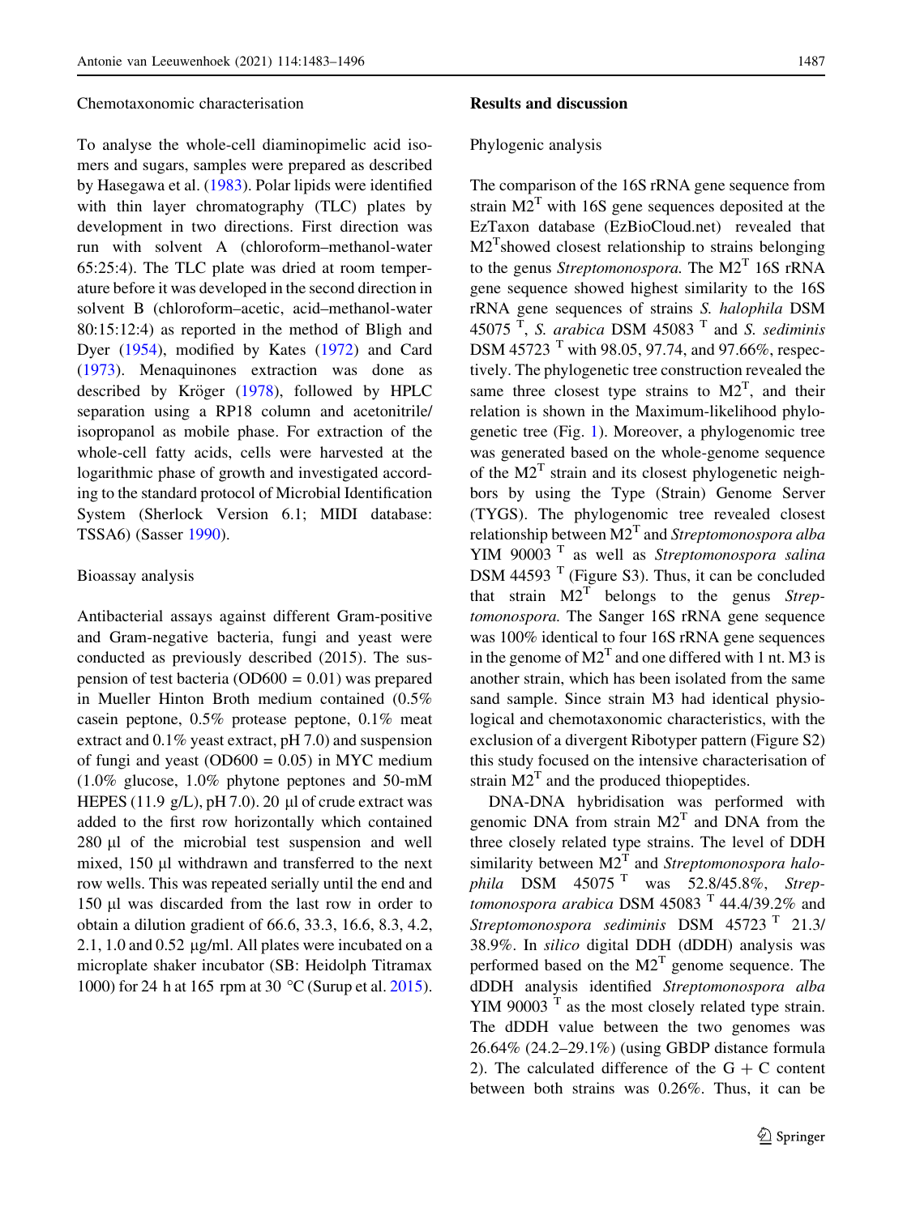### Chemotaxonomic characterisation

To analyse the whole-cell diaminopimelic acid isomers and sugars, samples were prepared as described by Hasegawa et al. (1983). Polar lipids were identified with thin layer chromatography (TLC) plates by development in two directions. First direction was run with solvent A (chloroform–methanol-water 65:25:4). The TLC plate was dried at room temperature before it was developed in the second direction in solvent B (chloroform–acetic, acid–methanol-water 80:15:12:4) as reported in the method of Bligh and Dyer (1954), modified by Kates (1972) and Card (1973). Menaquinones extraction was done as described by Kröger (1978), followed by HPLC separation using a RP18 column and acetonitrile/isopropanol as mobile phase. For extraction of the whole-cell fatty acids, cells were harvested at the logarithmic phase of growth and investigated according to the standard protocol of Microbial Identification System (Sherlock Version 6.1; MIDI database: TSSA6) (Sasser 1990).

### Bioassay analysis

Antibacterial assays against different Gram-positive and Gram-negative bacteria, fungi and yeast were conducted as previously described (2015). The suspension of test bacteria (OD600 = 0.01) was prepared in Mueller Hinton Broth medium contained (0.5% casein peptone, 0.5% protease peptone, 0.1% meat extract and 0.1% yeast extract, pH 7.0) and suspension of fungi and yeast (OD600 = 0.05) in MYC medium (1.0% glucose, 1.0% phytone peptones and 50-mM HEPES (11.9 g/L), pH 7.0). 20 µl of crude extract was added to the first row horizontally which contained 280 µl of the microbial test suspension and well mixed, 150 µl withdrawn and transferred to the next row wells. This was repeated serially until the end and 150 µl was discarded from the last row in order to obtain a dilution gradient of 66.6, 33.3, 16.6, 8.3, 4.2, 2.1, 1.0 and 0.52 µg/ml. All plates were incubated on a microplate shaker incubator (SB: Heidolph Titramax 1000) for 24 h at 165 rpm at 30 °C (Surup et al. 2015).

## Results and discussion

### Phylogenic analysis

The comparison of the 16S rRNA gene sequence from strain M2$^T$ with 16S gene sequences deposited at the EzTaxon database (EzBioCloud.net) revealed that M2$^T$showed closest relationship to strains belonging to the genus *Streptomonospora.* The M2$^T$ 16S rRNA gene sequence showed highest similarity to the 16S rRNA gene sequences of strains *S. halophila* DSM 45075 $^T$, *S. arabica* DSM 45083 $^T$ and *S. sediminis* DSM 45723 $^T$ with 98.05, 97.74, and 97.66%, respectively. The phylogenetic tree construction revealed the same three closest type strains to M2$^T$, and their relation is shown in the Maximum-likelihood phylogenetic tree (Fig. 1). Moreover, a phylogenomic tree was generated based on the whole-genome sequence of the M2$^T$ strain and its closest phylogenetic neighbors by using the Type (Strain) Genome Server (TYGS). The phylogenomic tree revealed closest relationship between M2$^T$ and *Streptomonospora alba* YIM 90003 $^T$ as well as *Streptomonospora salina* DSM 44593 $^T$ (Figure S3). Thus, it can be concluded that strain M2$^T$ belongs to the genus *Streptomonospora.* The Sanger 16S rRNA gene sequence was 100% identical to four 16S rRNA gene sequences in the genome of M2$^T$ and one differed with 1 nt. M3 is another strain, which has been isolated from the same sand sample. Since strain M3 had identical physiological and chemotaxonomic characteristics, with the exclusion of a divergent Ribotyper pattern (Figure S2) this study focused on the intensive characterisation of strain M2$^T$ and the produced thiopeptides.

DNA-DNA hybridisation was performed with genomic DNA from strain M2$^T$ and DNA from the three closely related type strains. The level of DDH similarity between M2$^T$ and *Streptomonospora halophila* DSM 45075 $^T$ was 52.8/45.8%, *Streptomonospora arabica* DSM 45083 $^T$ 44.4/39.2% and *Streptomonospora sediminis* DSM 45723 $^T$ 21.3/38.9%. In *silico* digital DDH (dDDH) analysis was performed based on the M2$^T$ genome sequence. The dDDH analysis identified *Streptomonospora alba* YIM 90003 $^T$ as the most closely related type strain. The dDDH value between the two genomes was 26.64% (24.2–29.1%) (using GBDP distance formula 2). The calculated difference of the G + C content between both strains was 0.26%. Thus, it can be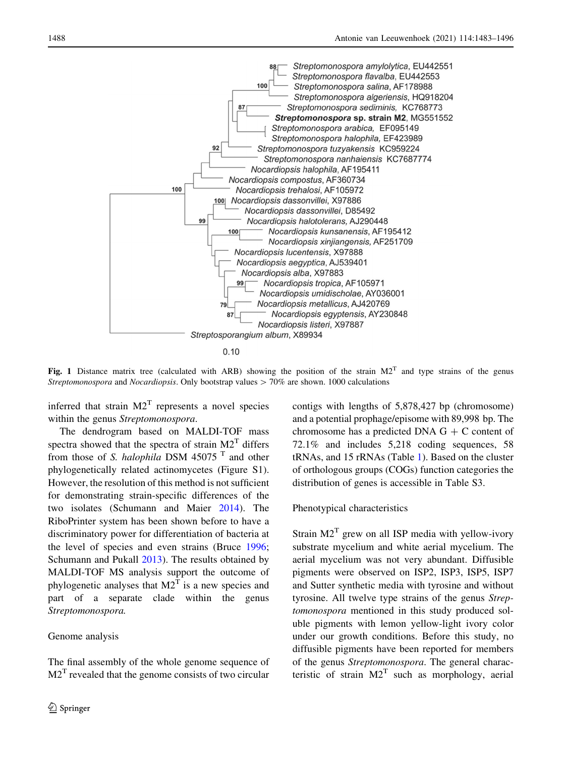**Fig. 1** Distance matrix tree (calculated with ARB) showing the position of the strain M2$^T$ and type strains of the genus *Streptomonospora* and *Nocardiopsis*. Only bootstrap values > 70% are shown. 1000 calculations

inferred that strain M2$^T$ represents a novel species within the genus *Streptomonospora*.

The dendrogram based on MALDI-TOF mass spectra showed that the spectra of strain M2$^T$ differs from those of *S. halophila* DSM 45075 $^T$ and other phylogenetically related actinomycetes (Figure S1). However, the resolution of this method is not sufficient for demonstrating strain-specific differences of the two isolates (Schumann and Maier 2014). The RiboPrinter system has been shown before to have a discriminatory power for differentiation of bacteria at the level of species and even strains (Bruce 1996; Schumann and Pukall 2013). The results obtained by MALDI-TOF MS analysis support the outcome of phylogenetic analyses that M2$^T$ is a new species and part of a separate clade within the genus *Streptomonospora.*

Genome analysis

The final assembly of the whole genome sequence of M2$^T$ revealed that the genome consists of two circular contigs with lengths of 5,878,427 bp (chromosome) and a potential prophage/episome with 89,998 bp. The chromosome has a predicted DNA G + C content of 72.1% and includes 5,218 coding sequences, 58 tRNAs, and 15 rRNAs (Table 1). Based on the cluster of orthologous groups (COGs) function categories the distribution of genes is accessible in Table S3.

Phenotypical characteristics

Strain M2$^T$ grew on all ISP media with yellow-ivory substrate mycelium and white aerial mycelium. The aerial mycelium was not very abundant. Diffusible pigments were observed on ISP2, ISP3, ISP5, ISP7 and Sutter synthetic media with tyrosine and without tyrosine. All twelve type strains of the genus *Streptomonospora* mentioned in this study produced soluble pigments with lemon yellow-light ivory color under our growth conditions. Before this study, no diffusible pigments have been reported for members of the genus *Streptomonospora*. The general characteristic of strain M2$^T$ such as morphology, aerial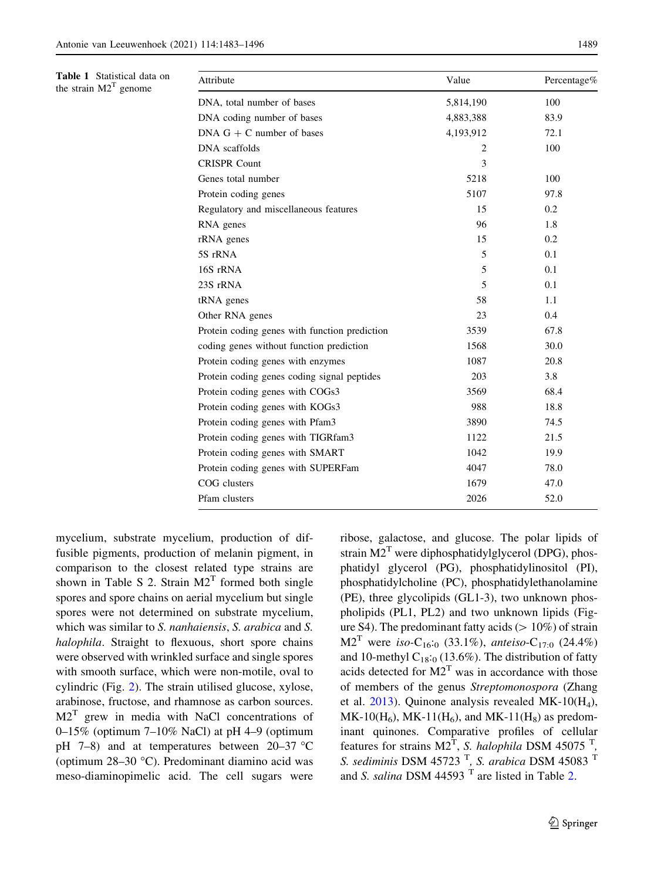Table 1 Statistical data on the strain M2$^{T}$ genome

| Attribute | Value | Percentage% |
|---|---|---|
| DNA, total number of bases | 5,814,190 | 100 |
| DNA coding number of bases | 4,883,388 | 83.9 |
| DNA G + C number of bases | 4,193,912 | 72.1 |
| DNA scaffolds | 2 | 100 |
| CRISPR Count | 3 | |
| Genes total number | 5218 | 100 |
| Protein coding genes | 5107 | 97.8 |
| Regulatory and miscellaneous features | 15 | 0.2 |
| RNA genes | 96 | 1.8 |
| rRNA genes | 15 | 0.2 |
| 5S rRNA | 5 | 0.1 |
| 16S rRNA | 5 | 0.1 |
| 23S rRNA | 5 | 0.1 |
| tRNA genes | 58 | 1.1 |
| Other RNA genes | 23 | 0.4 |
| Protein coding genes with function prediction | 3539 | 67.8 |
| coding genes without function prediction | 1568 | 30.0 |
| Protein coding genes with enzymes | 1087 | 20.8 |
| Protein coding genes coding signal peptides | 203 | 3.8 |
| Protein coding genes with COGs3 | 3569 | 68.4 |
| Protein coding genes with KOGs3 | 988 | 18.8 |
| Protein coding genes with Pfam3 | 3890 | 74.5 |
| Protein coding genes with TIGRfam3 | 1122 | 21.5 |
| Protein coding genes with SMART | 1042 | 19.9 |
| Protein coding genes with SUPERFam | 4047 | 78.0 |
| COG clusters | 1679 | 47.0 |
| Pfam clusters | 2026 | 52.0 |

mycelium, substrate mycelium, production of diffusible pigments, production of melanin pigment, in comparison to the closest related type strains are shown in Table S 2. Strain M2$^{T}$ formed both single spores and spore chains on aerial mycelium but single spores were not determined on substrate mycelium, which was similar to *S. nanhaiensis*, *S. arabica* and *S. halophila*. Straight to flexuous, short spore chains were observed with wrinkled surface and single spores with smooth surface, which were non-motile, oval to cylindric (Fig. 2). The strain utilised glucose, xylose, arabinose, fructose, and rhamnose as carbon sources. M2$^{T}$ grew in media with NaCl concentrations of 0–15% (optimum 7–10% NaCl) at pH 4–9 (optimum pH 7–8) and at temperatures between 20–37 °C (optimum 28–30 °C). Predominant diamino acid was meso-diaminopimelic acid. The cell sugars were ribose, galactose, and glucose. The polar lipids of strain M2$^{T}$ were diphosphatidylglycerol (DPG), phosphatidyl glycerol (PG), phosphatidylinositol (PI), phosphatidylcholine (PC), phosphatidylethanolamine (PE), three glycolipids (GL1-3), two unknown phospholipids (PL1, PL2) and two unknown lipids (Figure S4). The predominant fatty acids (> 10%) of strain M2$^{T}$ were *iso*-$C_{16:0}$ (33.1%), *anteiso*-$C_{17:0}$ (24.4%) and 10-methyl $C_{18:0}$ (13.6%). The distribution of fatty acids detected for M2$^{T}$ was in accordance with those of members of the genus *Streptomonospora* (Zhang et al. 2013). Quinone analysis revealed MK-10($H_4$), MK-10($H_6$), MK-11($H_6$), and MK-11($H_8$) as predominant quinones. Comparative profiles of cellular features for strains M2$^{T}$, *S. halophila* DSM 45075 $^{T}$, *S. sediminis* DSM 45723 $^{T}$, *S. arabica* DSM 45083 $^{T}$ and *S. salina* DSM 44593 $^{T}$ are listed in Table 2.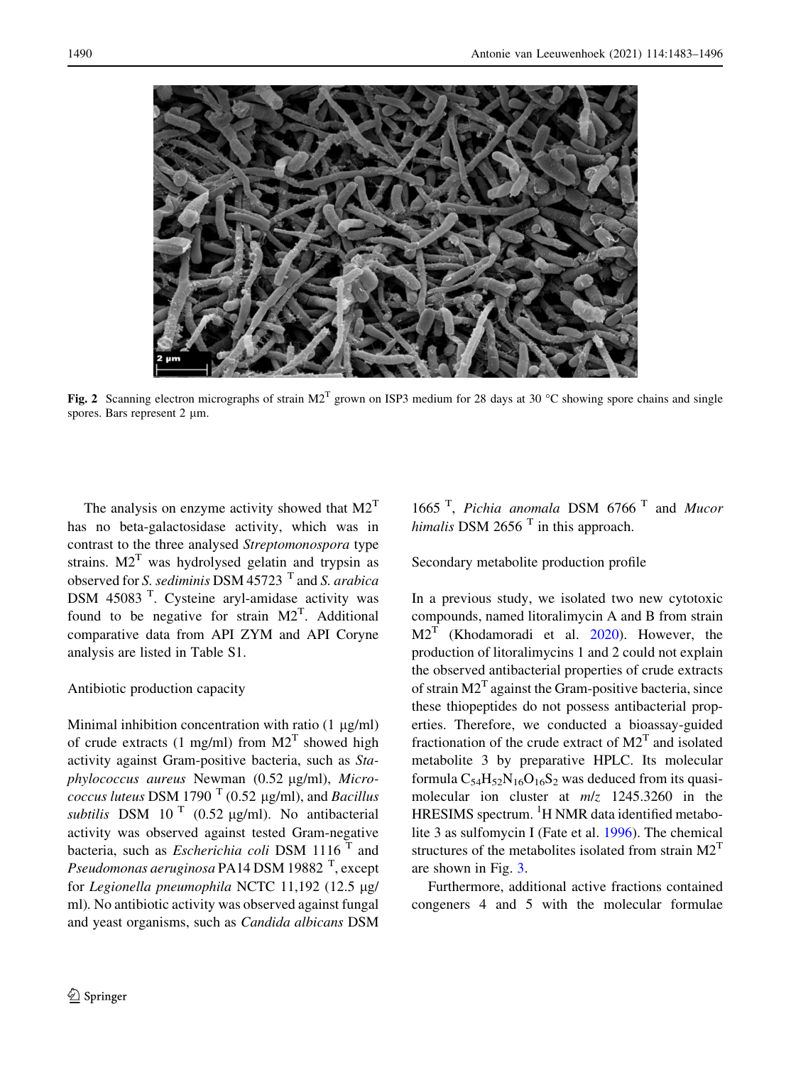Fig. 2 Scanning electron micrographs of strain M2$^T$ grown on ISP3 medium for 28 days at 30 °C showing spore chains and single spores. Bars represent 2 µm.

The analysis on enzyme activity showed that M2$^T$ has no beta-galactosidase activity, which was in contrast to the three analysed *Streptomonospora* type strains. M2$^T$ was hydrolysed gelatin and trypsin as observed for *S. sediminis* DSM 45723 $^T$ and *S. arabica* DSM 45083 $^T$. Cysteine aryl-amidase activity was found to be negative for strain M2$^T$. Additional comparative data from API ZYM and API Coryne analysis are listed in Table S1.

Antibiotic production capacity

Minimal inhibition concentration with ratio (1 µg/ml) of crude extracts (1 mg/ml) from M2$^T$ showed high activity against Gram-positive bacteria, such as *Staphylococcus aureus* Newman (0.52 µg/ml), *Micrococcus luteus* DSM 1790 $^T$ (0.52 µg/ml), and *Bacillus subtilis* DSM 10 $^T$ (0.52 µg/ml). No antibacterial activity was observed against tested Gram-negative bacteria, such as *Escherichia coli* DSM 1116 $^T$ and *Pseudomonas aeruginosa* PA14 DSM 19882 $^T$, except for *Legionella pneumophila* NCTC 11,192 (12.5 µg/ml). No antibiotic activity was observed against fungal and yeast organisms, such as *Candida albicans* DSM 1665 $^T$, *Pichia anomala* DSM 6766 $^T$ and *Mucor himalis* DSM 2656 $^T$ in this approach.

Secondary metabolite production profile

In a previous study, we isolated two new cytotoxic compounds, named litoralimycin A and B from strain M2$^T$ (Khodamoradi et al. 2020). However, the production of litoralimycins 1 and 2 could not explain the observed antibacterial properties of crude extracts of strain M2$^T$ against the Gram-positive bacteria, since these thiopeptides do not possess antibacterial properties. Therefore, we conducted a bioassay-guided fractionation of the crude extract of M2$^T$ and isolated metabolite 3 by preparative HPLC. Its molecular formula $C_{54}H_{52}N_{16}O_{16}S_2$ was deduced from its quasi-molecular ion cluster at *m/z* 1245.3260 in the HRESIMS spectrum. $^1$H NMR data identified metabolite 3 as sulfomycin I (Fate et al. 1996). The chemical structures of the metabolites isolated from strain M2$^T$ are shown in Fig. 3.

Furthermore, additional active fractions contained congeners 4 and 5 with the molecular formulae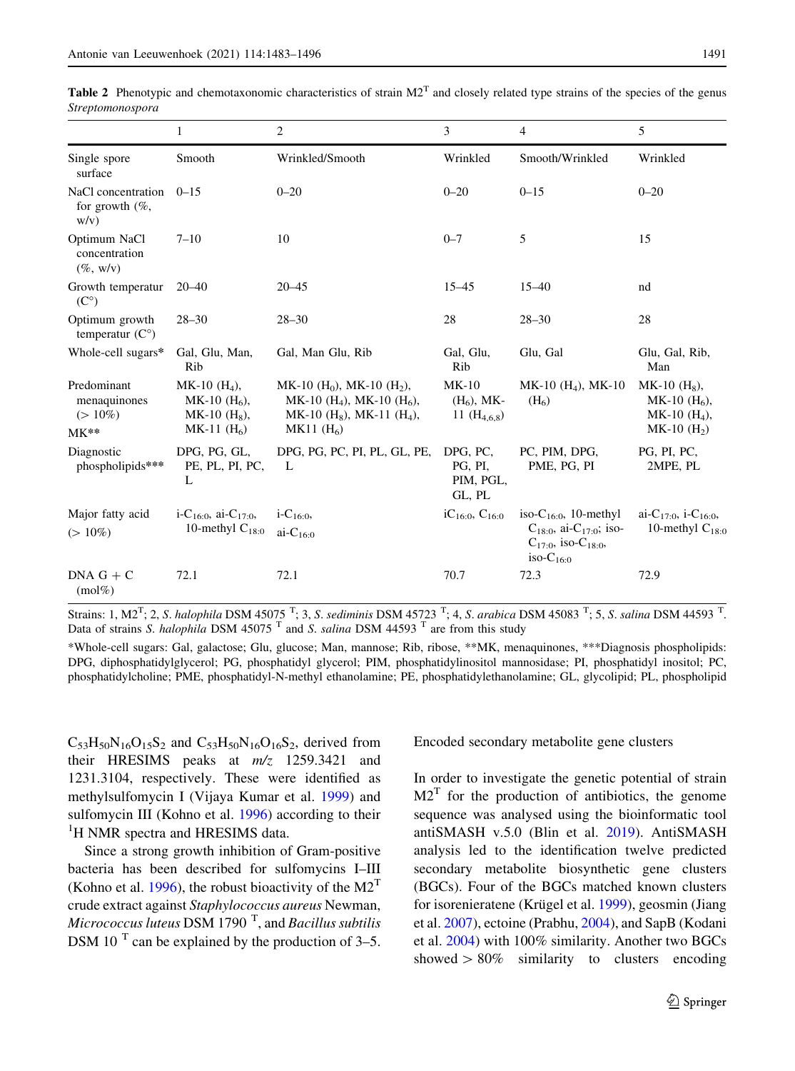**Table 2** Phenotypic and chemotaxonomic characteristics of strain M2$^T$ and closely related type strains of the species of the genus *Streptomonospora*

| | 1 | 2 | 3 | 4 | 5 |
|---|---|---|---|---|---|
| Single spore surface | Smooth | Wrinkled/Smooth | Wrinkled | Smooth/Wrinkled | Wrinkled |
| NaCl concentration for growth (%, w/v) | 0–15 | 0–20 | 0–20 | 0–15 | 0–20 |
| Optimum NaCl concentration (%, w/v) | 7–10 | 10 | 0–7 | 5 | 15 |
| Growth temperatur (C°) | 20–40 | 20–45 | 15–45 | 15–40 | nd |
| Optimum growth temperatur (C°) | 28–30 | 28–30 | 28 | 28–30 | 28 |
| Whole-cell sugars* | Gal, Glu, Man, Rib | Gal, Man Glu, Rib | Gal, Glu, Rib | Glu, Gal | Glu, Gal, Rib, Man |
| Predominant menaquinones (> 10%) MK** | MK-10 ($H_4$), MK-10 ($H_6$), MK-10 ($H_8$), MK-11 ($H_6$) | MK-10 ($H_0$), MK-10 ($H_2$), MK-10 ($H_4$), MK-10 ($H_6$), MK-10 ($H_8$), MK-11 ($H_4$), MK11 ($H_6$) | MK-10 ($H_6$), MK-11 ($H_{4,6,8}$) | MK-10 ($H_4$), MK-10 ($H_6$) | MK-10 ($H_8$), MK-10 ($H_6$), MK-10 ($H_4$), MK-10 ($H_2$) |
| Diagnostic phospholipids*** | DPG, PG, GL, PE, PL, PI, PC, L | DPG, PG, PC, PI, PL, GL, PE, L | DPG, PC, PG, PI, PIM, PGL, GL, PL | PC, PIM, DPG, PME, PG, PI | PG, PI, PC, 2MPE, PL |
| Major fatty acid (> 10%) | i-$C_{16:0}$, ai-$C_{17:0}$, 10-methyl $C_{18:0}$ | i-$C_{16:0}$, ai-$C_{16:0}$ | i$C_{16:0}$, $C_{16:0}$ | iso-$C_{16:0}$, 10-methyl $C_{18:0}$, ai-$C_{17:0}$; iso-$C_{17:0}$, iso-$C_{18:0}$, iso-$C_{16:0}$ | ai-$C_{17:0}$, i-$C_{16:0}$, 10-methyl $C_{18:0}$ |
| DNA G + C (mol%) | 72.1 | 72.1 | 70.7 | 72.3 | 72.9 |

Strains: 1, M2$^T$; 2, *S. halophila* DSM 45075 $^T$; 3, *S. sediminis* DSM 45723 $^T$; 4, *S. arabica* DSM 45083 $^T$; 5, *S. salina* DSM 44593 $^T$. Data of strains *S. halophila* DSM 45075 $^T$ and *S. salina* DSM 44593 $^T$ are from this study

*Whole-cell sugars: Gal, galactose; Glu, glucose; Man, mannose; Rib, ribose, **MK, menaquinones, ***Diagnosis phospholipids: DPG, diphosphatidylglycerol; PG, phosphatidyl glycerol; PIM, phosphatidylinositol mannosidase; PI, phosphatidyl inositol; PC, phosphatidylcholine; PME, phosphatidyl-N-methyl ethanolamine; PE, phosphatidylethanolamine; GL, glycolipid; PL, phospholipid

$C_{53}H_{50}N_{16}O_{15}S_2$ and $C_{53}H_{50}N_{16}O_{16}S_2$, derived from their HRESIMS peaks at *m/z* 1259.3421 and 1231.3104, respectively. These were identified as methylsulfomycin I (Vijaya Kumar et al. 1999) and sulfomycin III (Kohno et al. 1996) according to their $^1$H NMR spectra and HRESIMS data.

Since a strong growth inhibition of Gram-positive bacteria has been described for sulfomycins I–III (Kohno et al. 1996), the robust bioactivity of the M2$^T$ crude extract against *Staphylococcus aureus* Newman, *Micrococcus luteus* DSM 1790 $^T$, and *Bacillus subtilis* DSM 10 $^T$ can be explained by the production of 3–5.

Encoded secondary metabolite gene clusters

In order to investigate the genetic potential of strain M2$^T$ for the production of antibiotics, the genome sequence was analysed using the bioinformatic tool antiSMASH v.5.0 (Blin et al. 2019). AntiSMASH analysis led to the identification twelve predicted secondary metabolite biosynthetic gene clusters (BGCs). Four of the BGCs matched known clusters for isorenieratene (Krügel et al. 1999), geosmin (Jiang et al. 2007), ectoine (Prabhu, 2004), and SapB (Kodani et al. 2004) with 100% similarity. Another two BGCs showed > 80% similarity to clusters encoding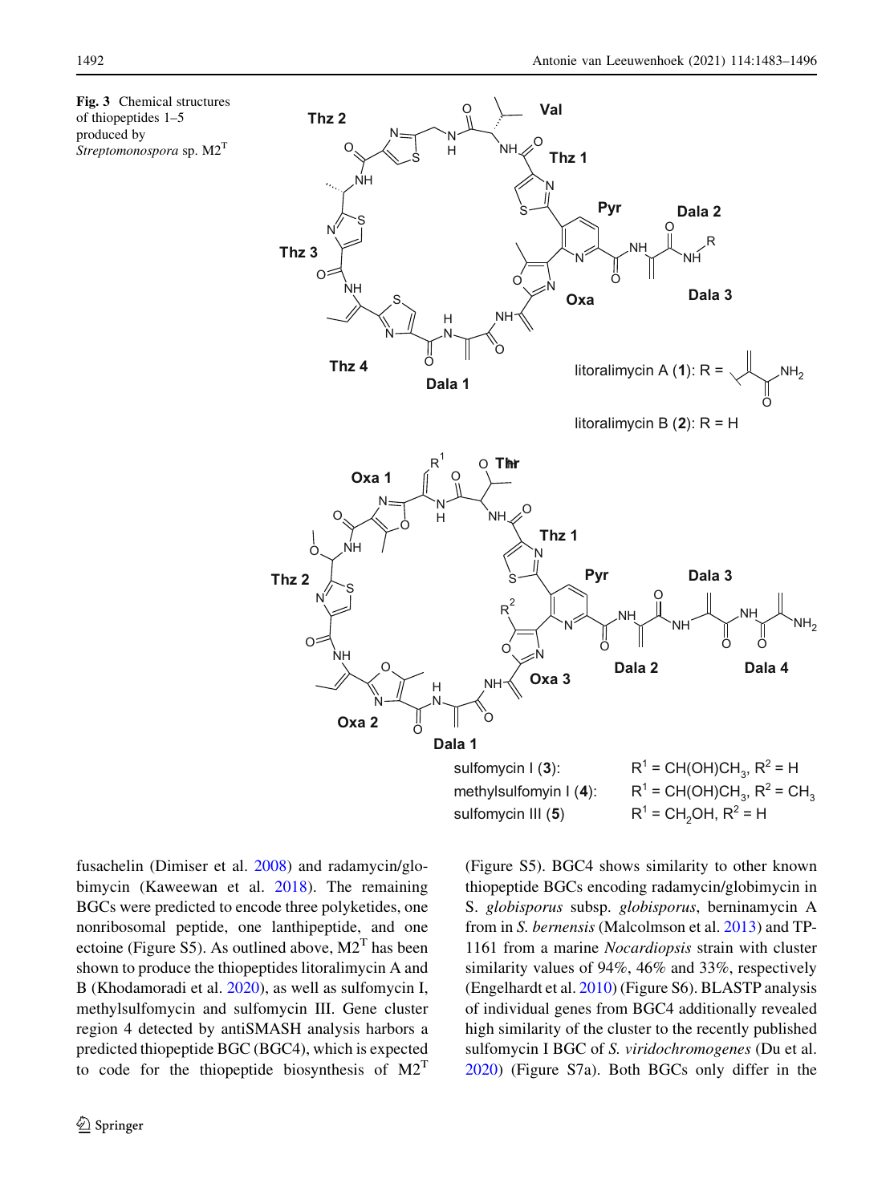**Fig. 3** Chemical structures of thiopeptides 1–5 produced by *Streptomonospora* sp. M2$^T$

fusachelin (Dimiser et al. 2008) and radamycin/globimycin (Kaweewan et al. 2018). The remaining BGCs were predicted to encode three polyketides, one nonribosomal peptide, one lanthipeptide, and one ectoine (Figure S5). As outlined above, M2$^T$ has been shown to produce the thiopeptides litoralimycin A and B (Khodamoradi et al. 2020), as well as sulfomycin I, methylsulfomycin and sulfomycin III. Gene cluster region 4 detected by antiSMASH analysis harbors a predicted thiopeptide BGC (BGC4), which is expected to code for the thiopeptide biosynthesis of M2$^T$ (Figure S5). BGC4 shows similarity to other known thiopeptide BGCs encoding radamycin/globimycin in S. *globisporus* subsp. *globisporus*, berninamycin A from in *S. bernensis* (Malcolmson et al. 2013) and TP-1161 from a marine *Nocardiopsis* strain with cluster similarity values of 94%, 46% and 33%, respectively (Engelhardt et al. 2010) (Figure S6). BLASTP analysis of individual genes from BGC4 additionally revealed high similarity of the cluster to the recently published sulfomycin I BGC of *S. viridochromogenes* (Du et al. 2020) (Figure S7a). Both BGCs only differ in the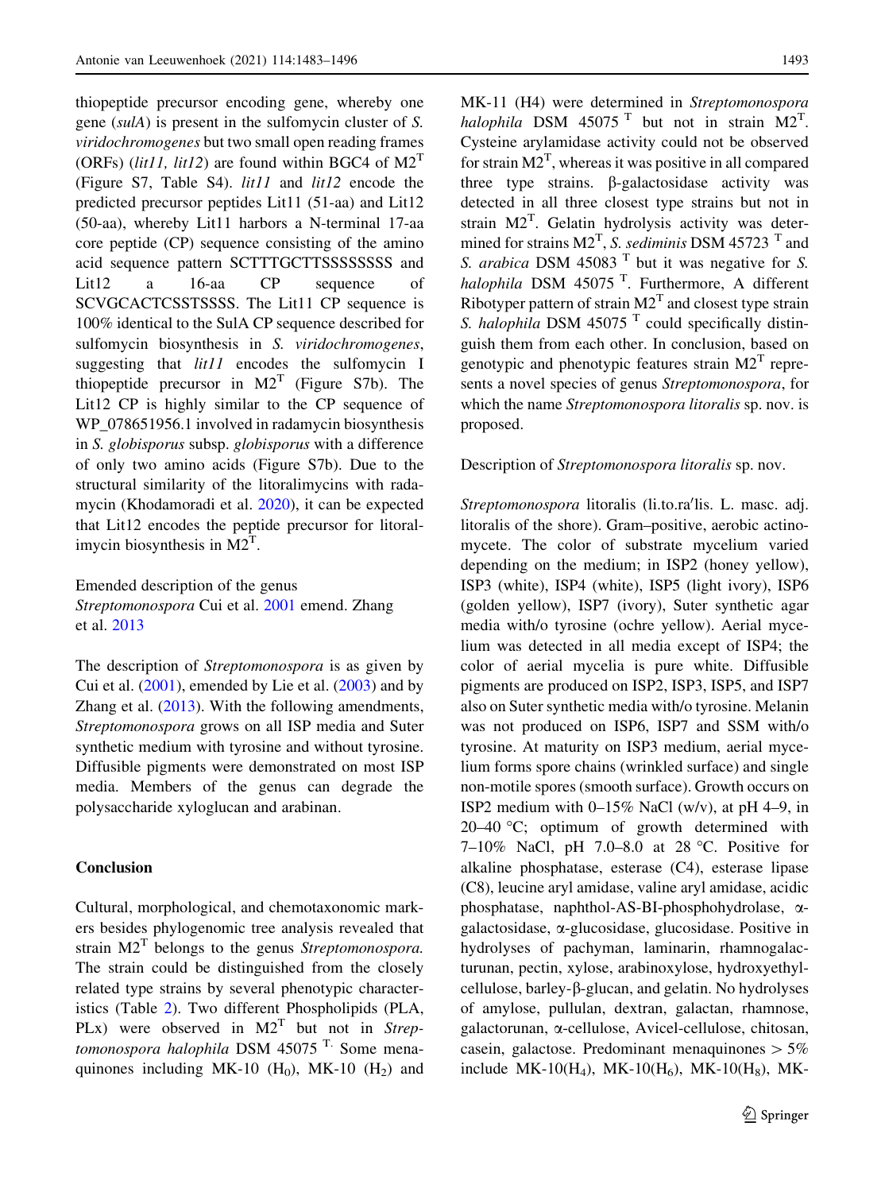thiopeptide precursor encoding gene, whereby one gene (*sulA*) is present in the sulfomycin cluster of *S. viridochromogenes* but two small open reading frames (ORFs) (*lit11, lit12*) are found within BGC4 of M2$^T$ (Figure S7, Table S4). *lit11* and *lit12* encode the predicted precursor peptides Lit11 (51-aa) and Lit12 (50-aa), whereby Lit11 harbors a N-terminal 17-aa core peptide (CP) sequence consisting of the amino acid sequence pattern SCTTTGCTTSSSSSSSS and Lit12 a 16-aa CP sequence of SCVGCACTCSSTSSSS. The Lit11 CP sequence is 100% identical to the SulA CP sequence described for sulfomycin biosynthesis in *S. viridochromogenes*, suggesting that *lit11* encodes the sulfomycin I thiopeptide precursor in M2$^T$ (Figure S7b). The Lit12 CP is highly similar to the CP sequence of WP_078651956.1 involved in radamycin biosynthesis in *S. globisporus* subsp. *globisporus* with a difference of only two amino acids (Figure S7b). Due to the structural similarity of the litoralimycins with radamycin (Khodamoradi et al. 2020), it can be expected that Lit12 encodes the peptide precursor for litoralimycin biosynthesis in M2$^T$.

Emended description of the genus *Streptomonospora* Cui et al. 2001 emend. Zhang et al. 2013

The description of *Streptomonospora* is as given by Cui et al. (2001), emended by Lie et al. (2003) and by Zhang et al. (2013). With the following amendments, *Streptomonospora* grows on all ISP media and Suter synthetic medium with tyrosine and without tyrosine. Diffusible pigments were demonstrated on most ISP media. Members of the genus can degrade the polysaccharide xyloglucan and arabinan.

## Conclusion

Cultural, morphological, and chemotaxonomic markers besides phylogenomic tree analysis revealed that strain M2$^T$ belongs to the genus *Streptomonospora.* The strain could be distinguished from the closely related type strains by several phenotypic characteristics (Table 2). Two different Phospholipids (PLA, PLx) were observed in M2$^T$ but not in *Streptomonospora halophila* DSM 45075 $^{T.}$ Some menaquinones including MK-10 ($H_0$), MK-10 ($H_2$) and MK-11 (H4) were determined in *Streptomonospora halophila* DSM 45075 $^T$ but not in strain M2$^T$. Cysteine arylamidase activity could not be observed for strain M2$^T$, whereas it was positive in all compared three type strains. β-galactosidase activity was detected in all three closest type strains but not in strain M2$^T$. Gelatin hydrolysis activity was determined for strains M2$^T$, *S. sediminis* DSM 45723 $^T$ and *S. arabica* DSM 45083 $^T$ but it was negative for *S. halophila* DSM 45075 $^T$. Furthermore, A different Ribotyper pattern of strain M2$^T$ and closest type strain *S. halophila* DSM 45075 $^T$ could specifically distinguish them from each other. In conclusion, based on genotypic and phenotypic features strain M2$^T$ represents a novel species of genus *Streptomonospora*, for which the name *Streptomonospora litoralis* sp. nov. is proposed.

Description of *Streptomonospora litoralis* sp. nov.

*Streptomonospora* litoralis (li.to.ra′lis. L. masc. adj. litoralis of the shore). Gram–positive, aerobic actinomycete. The color of substrate mycelium varied depending on the medium; in ISP2 (honey yellow), ISP3 (white), ISP4 (white), ISP5 (light ivory), ISP6 (golden yellow), ISP7 (ivory), Suter synthetic agar media with/o tyrosine (ochre yellow). Aerial mycelium was detected in all media except of ISP4; the color of aerial mycelia is pure white. Diffusible pigments are produced on ISP2, ISP3, ISP5, and ISP7 also on Suter synthetic media with/o tyrosine. Melanin was not produced on ISP6, ISP7 and SSM with/o tyrosine. At maturity on ISP3 medium, aerial mycelium forms spore chains (wrinkled surface) and single non-motile spores (smooth surface). Growth occurs on ISP2 medium with 0–15% NaCl (w/v), at pH 4–9, in 20–40 °C; optimum of growth determined with 7–10% NaCl, pH 7.0–8.0 at 28 °C. Positive for alkaline phosphatase, esterase (C4), esterase lipase (C8), leucine aryl amidase, valine aryl amidase, acidic phosphatase, naphthol-AS-BI-phosphohydrolase, α-galactosidase, α-glucosidase, glucosidase. Positive in hydrolyses of pachyman, laminarin, rhamnogalacturunan, pectin, xylose, arabinoxylose, hydroxyethylcellulose, barley-β-glucan, and gelatin. No hydrolyses of amylose, pullulan, dextran, galactan, rhamnose, galactorunan, α-cellulose, Avicel-cellulose, chitosan, casein, galactose. Predominant menaquinones > 5% include MK-10($H_4$), MK-10($H_6$), MK-10($H_8$), MK-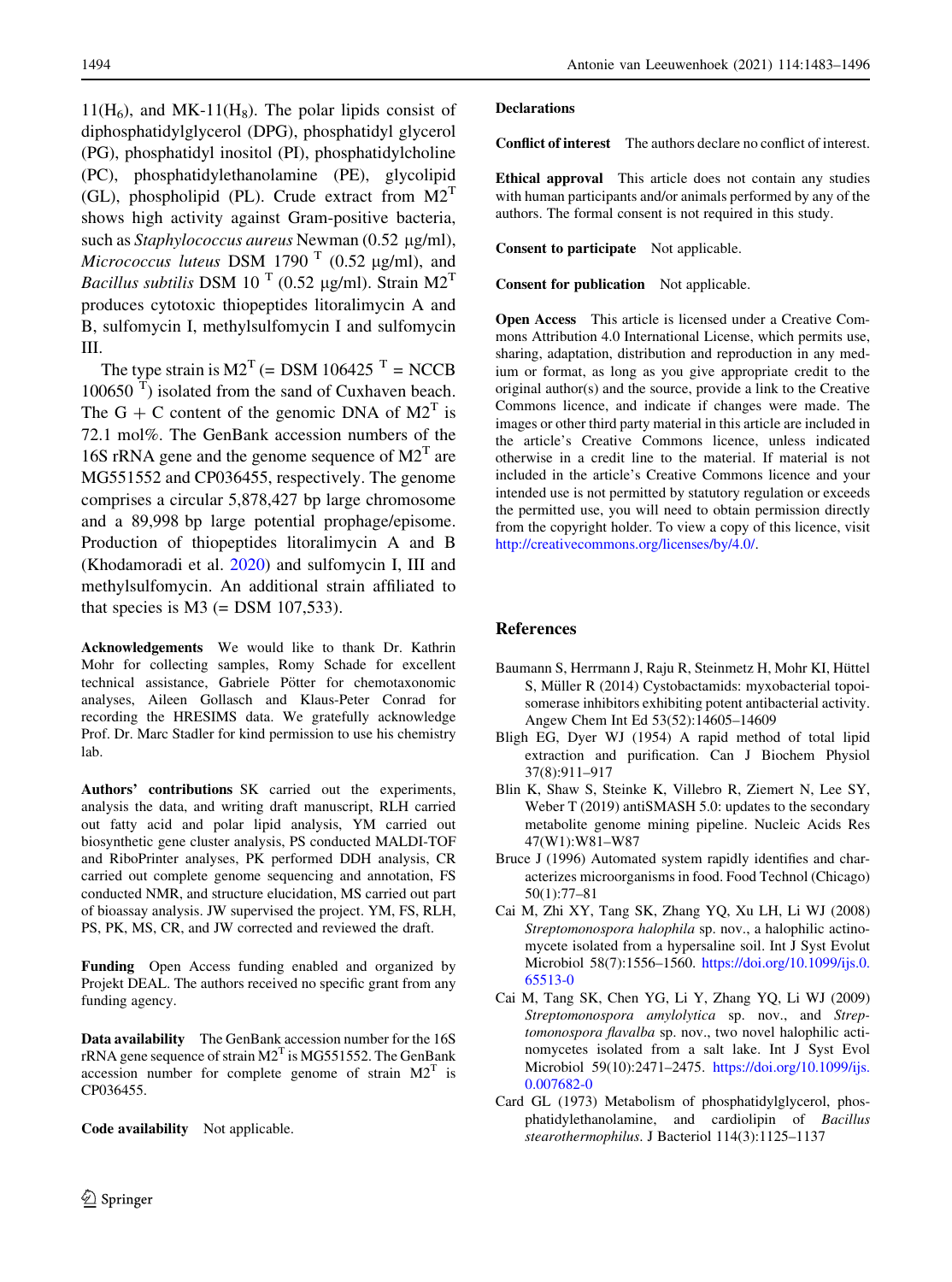11($H_6$), and MK-11($H_8$). The polar lipids consist of diphosphatidylglycerol (DPG), phosphatidyl glycerol (PG), phosphatidyl inositol (PI), phosphatidylcholine (PC), phosphatidylethanolamine (PE), glycolipid (GL), phospholipid (PL). Crude extract from $M2^T$ shows high activity against Gram-positive bacteria, such as *Staphylococcus aureus* Newman (0.52 µg/ml), *Micrococcus luteus* DSM 1790 $^T$ (0.52 µg/ml), and *Bacillus subtilis* DSM 10 $^T$ (0.52 µg/ml). Strain $M2^T$ produces cytotoxic thiopeptides litoralimycin A and B, sulfomycin I, methylsulfomycin I and sulfomycin III.

The type strain is $M2^T$ (= DSM 106425 $^T$ = NCCB 100650 $^T$) isolated from the sand of Cuxhaven beach. The G + C content of the genomic DNA of $M2^T$ is 72.1 mol%. The GenBank accession numbers of the 16S rRNA gene and the genome sequence of $M2^T$ are MG551552 and CP036455, respectively. The genome comprises a circular 5,878,427 bp large chromosome and a 89,998 bp large potential prophage/episome. Production of thiopeptides litoralimycin A and B (Khodamoradi et al. 2020) and sulfomycin I, III and methylsulfomycin. An additional strain affiliated to that species is M3 (= DSM 107,533).

**Acknowledgements** We would like to thank Dr. Kathrin Mohr for collecting samples, Romy Schade for excellent technical assistance, Gabriele Pötter for chemotaxonomic analyses, Aileen Gollasch and Klaus-Peter Conrad for recording the HRESIMS data. We gratefully acknowledge Prof. Dr. Marc Stadler for kind permission to use his chemistry lab.

**Authors' contributions** SK carried out the experiments, analysis the data, and writing draft manuscript, RLH carried out fatty acid and polar lipid analysis, YM carried out biosynthetic gene cluster analysis, PS conducted MALDI-TOF and RiboPrinter analyses, PK performed DDH analysis, CR carried out complete genome sequencing and annotation, FS conducted NMR, and structure elucidation, MS carried out part of bioassay analysis. JW supervised the project. YM, FS, RLH, PS, PK, MS, CR, and JW corrected and reviewed the draft.

**Funding** Open Access funding enabled and organized by Projekt DEAL. The authors received no specific grant from any funding agency.

**Data availability** The GenBank accession number for the 16S rRNA gene sequence of strain $M2^T$ is MG551552. The GenBank accession number for complete genome of strain $M2^T$ is CP036455.

**Code availability** Not applicable.

## Declarations

**Conflict of interest** The authors declare no conflict of interest.

**Ethical approval** This article does not contain any studies with human participants and/or animals performed by any of the authors. The formal consent is not required in this study.

**Consent to participate** Not applicable.

**Consent for publication** Not applicable.

**Open Access** This article is licensed under a Creative Commons Attribution 4.0 International License, which permits use, sharing, adaptation, distribution and reproduction in any medium or format, as long as you give appropriate credit to the original author(s) and the source, provide a link to the Creative Commons licence, and indicate if changes were made. The images or other third party material in this article are included in the article's Creative Commons licence, unless indicated otherwise in a credit line to the material. If material is not included in the article's Creative Commons licence and your intended use is not permitted by statutory regulation or exceeds the permitted use, you will need to obtain permission directly from the copyright holder. To view a copy of this licence, visit http://creativecommons.org/licenses/by/4.0/.

## References

Baumann S, Herrmann J, Raju R, Steinmetz H, Mohr KI, Hüttel S, Müller R (2014) Cystobactamids: myxobacterial topoisomerase inhibitors exhibiting potent antibacterial activity. Angew Chem Int Ed 53(52):14605–14609

Bligh EG, Dyer WJ (1954) A rapid method of total lipid extraction and purification. Can J Biochem Physiol 37(8):911–917

Blin K, Shaw S, Steinke K, Villebro R, Ziemert N, Lee SY, Weber T (2019) antiSMASH 5.0: updates to the secondary metabolite genome mining pipeline. Nucleic Acids Res 47(W1):W81–W87

Bruce J (1996) Automated system rapidly identifies and characterizes microorganisms in food. Food Technol (Chicago) 50(1):77–81

Cai M, Zhi XY, Tang SK, Zhang YQ, Xu LH, Li WJ (2008) *Streptomonospora halophila* sp. nov., a halophilic actinomycete isolated from a hypersaline soil. Int J Syst Evolut Microbiol 58(7):1556–1560. https://doi.org/10.1099/ijs.0.65513-0

Cai M, Tang SK, Chen YG, Li Y, Zhang YQ, Li WJ (2009) *Streptomonospora amylolytica* sp. nov., and *Streptomonospora flavalba* sp. nov., two novel halophilic actinomycetes isolated from a salt lake. Int J Syst Evol Microbiol 59(10):2471–2475. https://doi.org/10.1099/ijs.0.007682-0

Card GL (1973) Metabolism of phosphatidylglycerol, phosphatidylethanolamine, and cardiolipin of *Bacillus stearothermophilus*. J Bacteriol 114(3):1125–1137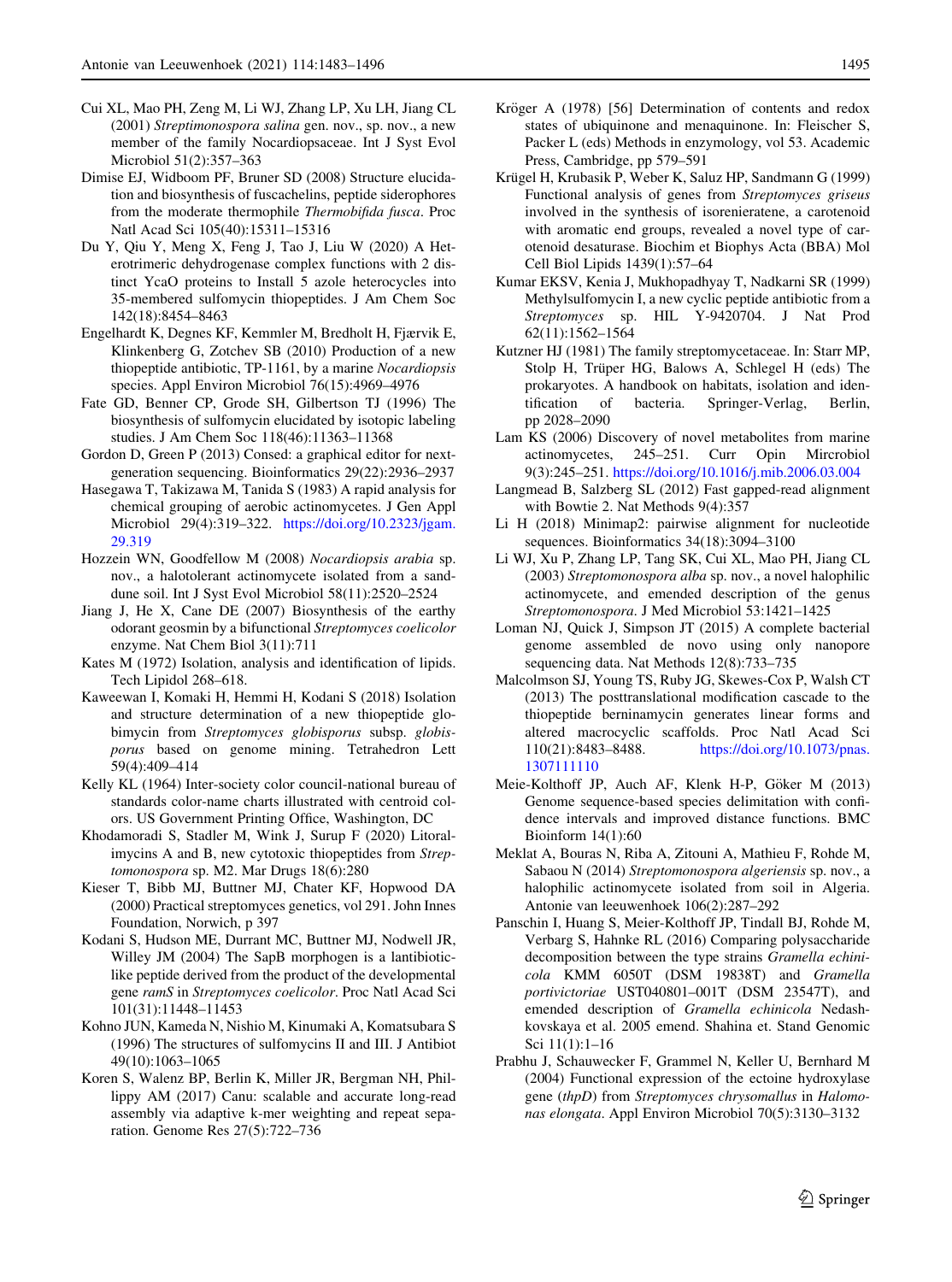Cui XL, Mao PH, Zeng M, Li WJ, Zhang LP, Xu LH, Jiang CL (2001) *Streptimonospora salina* gen. nov., sp. nov., a new member of the family Nocardiopsaceae. Int J Syst Evol Microbiol 51(2):357–363

Dimise EJ, Widboom PF, Bruner SD (2008) Structure elucidation and biosynthesis of fuscachelins, peptide siderophores from the moderate thermophile *Thermobifida fusca*. Proc Natl Acad Sci 105(40):15311–15316

Du Y, Qiu Y, Meng X, Feng J, Tao J, Liu W (2020) A Heterotrimeric dehydrogenase complex functions with 2 distinct YcaO proteins to Install 5 azole heterocycles into 35-membered sulfomycin thiopeptides. J Am Chem Soc 142(18):8454–8463

Engelhardt K, Degnes KF, Kemmler M, Bredholt H, Fjærvik E, Klinkenberg G, Zotchev SB (2010) Production of a new thiopeptide antibiotic, TP-1161, by a marine *Nocardiopsis* species. Appl Environ Microbiol 76(15):4969–4976

Fate GD, Benner CP, Grode SH, Gilbertson TJ (1996) The biosynthesis of sulfomycin elucidated by isotopic labeling studies. J Am Chem Soc 118(46):11363–11368

Gordon D, Green P (2013) Consed: a graphical editor for next-generation sequencing. Bioinformatics 29(22):2936–2937

Hasegawa T, Takizawa M, Tanida S (1983) A rapid analysis for chemical grouping of aerobic actinomycetes. J Gen Appl Microbiol 29(4):319–322. https://doi.org/10.2323/jgam.29.319

Hozzein WN, Goodfellow M (2008) *Nocardiopsis arabia* sp. nov., a halotolerant actinomycete isolated from a sand-dune soil. Int J Syst Evol Microbiol 58(11):2520–2524

Jiang J, He X, Cane DE (2007) Biosynthesis of the earthy odorant geosmin by a bifunctional *Streptomyces coelicolor* enzyme. Nat Chem Biol 3(11):711

Kates M (1972) Isolation, analysis and identification of lipids. Tech Lipidol 268–618.

Kaweewan I, Komaki H, Hemmi H, Kodani S (2018) Isolation and structure determination of a new thiopeptide globimycin from *Streptomyces globisporus* subsp. *globisporus* based on genome mining. Tetrahedron Lett 59(4):409–414

Kelly KL (1964) Inter-society color council-national bureau of standards color-name charts illustrated with centroid colors. US Government Printing Office, Washington, DC

Khodamoradi S, Stadler M, Wink J, Surup F (2020) Litoralimycins A and B, new cytotoxic thiopeptides from *Streptomonospora* sp. M2. Mar Drugs 18(6):280

Kieser T, Bibb MJ, Buttner MJ, Chater KF, Hopwood DA (2000) Practical streptomyces genetics, vol 291. John Innes Foundation, Norwich, p 397

Kodani S, Hudson ME, Durrant MC, Buttner MJ, Nodwell JR, Willey JM (2004) The SapB morphogen is a lantibiotic-like peptide derived from the product of the developmental gene *ramS* in *Streptomyces coelicolor*. Proc Natl Acad Sci 101(31):11448–11453

Kohno JUN, Kameda N, Nishio M, Kinumaki A, Komatsubara S (1996) The structures of sulfomycins II and III. J Antibiot 49(10):1063–1065

Koren S, Walenz BP, Berlin K, Miller JR, Bergman NH, Phillippy AM (2017) Canu: scalable and accurate long-read assembly via adaptive k-mer weighting and repeat separation. Genome Res 27(5):722–736

Kröger A (1978) [56] Determination of contents and redox states of ubiquinone and menaquinone. In: Fleischer S, Packer L (eds) Methods in enzymology, vol 53. Academic Press, Cambridge, pp 579–591

Krügel H, Krubasik P, Weber K, Saluz HP, Sandmann G (1999) Functional analysis of genes from *Streptomyces griseus* involved in the synthesis of isorenieratene, a carotenoid with aromatic end groups, revealed a novel type of carotenoid desaturase. Biochim et Biophys Acta (BBA) Mol Cell Biol Lipids 1439(1):57–64

Kumar EKSV, Kenia J, Mukhopadhyay T, Nadkarni SR (1999) Methylsulfomycin I, a new cyclic peptide antibiotic from a *Streptomyces* sp. HIL Y-9420704. J Nat Prod 62(11):1562–1564

Kutzner HJ (1981) The family streptomycetaceae. In: Starr MP, Stolp H, Trüper HG, Balows A, Schlegel H (eds) The prokaryotes. A handbook on habitats, isolation and identification of bacteria. Springer-Verlag, Berlin, pp 2028–2090

Lam KS (2006) Discovery of novel metabolites from marine actinomycetes, 245–251. Curr Opin Mircrobiol 9(3):245–251. https://doi.org/10.1016/j.mib.2006.03.004

Langmead B, Salzberg SL (2012) Fast gapped-read alignment with Bowtie 2. Nat Methods 9(4):357

Li H (2018) Minimap2: pairwise alignment for nucleotide sequences. Bioinformatics 34(18):3094–3100

Li WJ, Xu P, Zhang LP, Tang SK, Cui XL, Mao PH, Jiang CL (2003) *Streptomonospora alba* sp. nov., a novel halophilic actinomycete, and emended description of the genus *Streptomonospora*. J Med Microbiol 53:1421–1425

Loman NJ, Quick J, Simpson JT (2015) A complete bacterial genome assembled de novo using only nanopore sequencing data. Nat Methods 12(8):733–735

Malcolmson SJ, Young TS, Ruby JG, Skewes-Cox P, Walsh CT (2013) The posttranslational modification cascade to the thiopeptide berninamycin generates linear forms and altered macrocyclic scaffolds. Proc Natl Acad Sci 110(21):8483–8488. https://doi.org/10.1073/pnas.1307111110

Meie-Kolthoff JP, Auch AF, Klenk H-P, Göker M (2013) Genome sequence-based species delimitation with confidence intervals and improved distance functions. BMC Bioinform 14(1):60

Meklat A, Bouras N, Riba A, Zitouni A, Mathieu F, Rohde M, Sabaou N (2014) *Streptomonospora algeriensis* sp. nov., a halophilic actinomycete isolated from soil in Algeria. Antonie van leeuwenhoek 106(2):287–292

Panschin I, Huang S, Meier-Kolthoff JP, Tindall BJ, Rohde M, Verbarg S, Hahnke RL (2016) Comparing polysaccharide decomposition between the type strains *Gramella echinicola* KMM 6050T (DSM 19838T) and *Gramella portivictoriae* UST040801–001T (DSM 23547T), and emended description of *Gramella echinicola* Nedashkovskaya et al. 2005 emend. Shahina et. Stand Genomic Sci 11(1):1–16

Prabhu J, Schauwecker F, Grammel N, Keller U, Bernhard M (2004) Functional expression of the ectoine hydroxylase gene (*thpD*) from *Streptomyces chrysomallus* in *Halomonas elongata*. Appl Environ Microbiol 70(5):3130–3132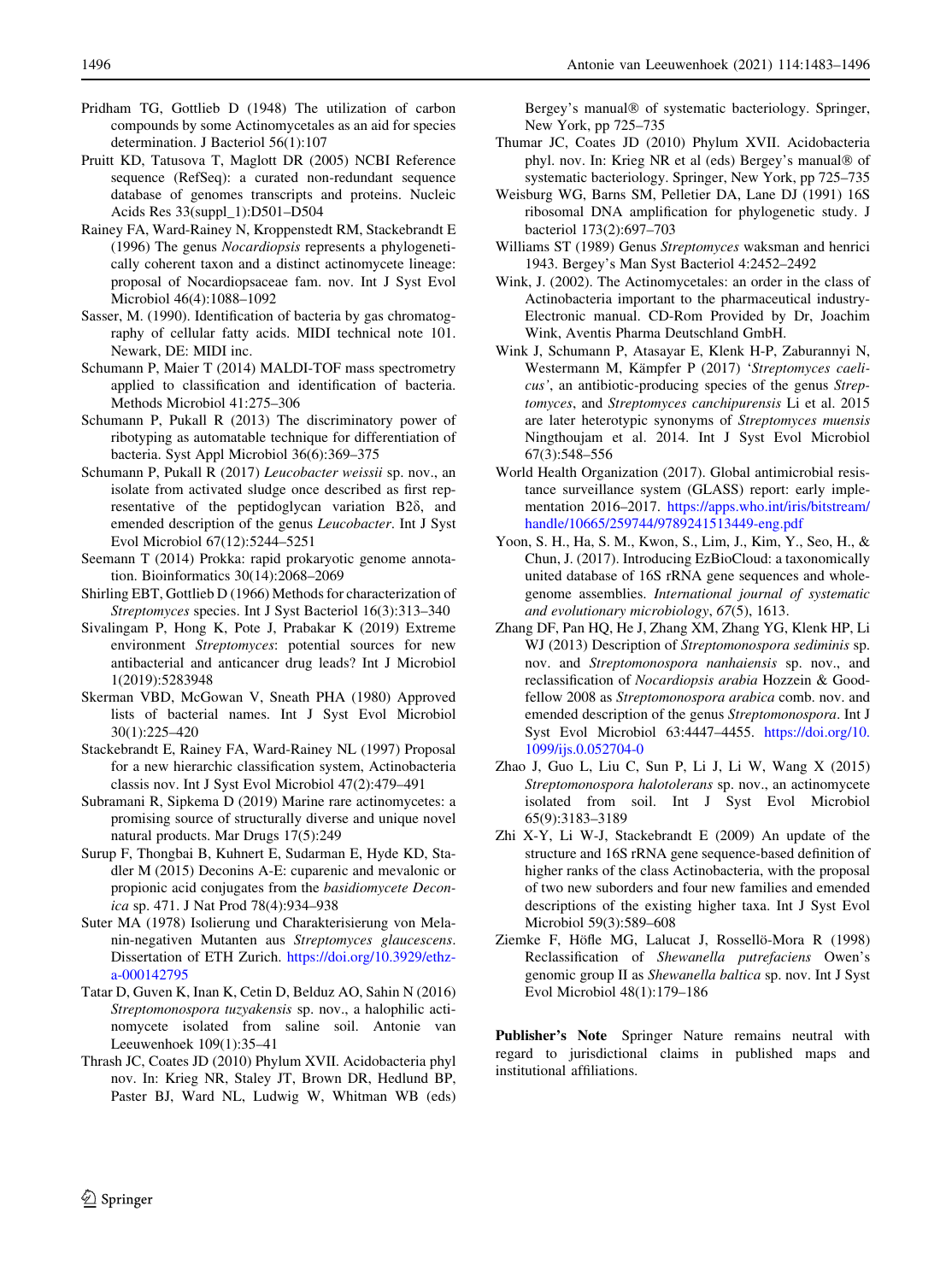Pridham TG, Gottlieb D (1948) The utilization of carbon compounds by some Actinomycetales as an aid for species determination. J Bacteriol 56(1):107

Pruitt KD, Tatusova T, Maglott DR (2005) NCBI Reference sequence (RefSeq): a curated non-redundant sequence database of genomes transcripts and proteins. Nucleic Acids Res 33(suppl_1):D501–D504

Rainey FA, Ward-Rainey N, Kroppenstedt RM, Stackebrandt E (1996) The genus *Nocardiopsis* represents a phylogenetically coherent taxon and a distinct actinomycete lineage: proposal of Nocardiopsaceae fam. nov. Int J Syst Evol Microbiol 46(4):1088–1092

Sasser, M. (1990). Identification of bacteria by gas chromatography of cellular fatty acids. MIDI technical note 101. Newark, DE: MIDI inc.

Schumann P, Maier T (2014) MALDI-TOF mass spectrometry applied to classification and identification of bacteria. Methods Microbiol 41:275–306

Schumann P, Pukall R (2013) The discriminatory power of ribotyping as automatable technique for differentiation of bacteria. Syst Appl Microbiol 36(6):369–375

Schumann P, Pukall R (2017) *Leucobacter weissii* sp. nov., an isolate from activated sludge once described as first representative of the peptidoglycan variation B2δ, and emended description of the genus *Leucobacter*. Int J Syst Evol Microbiol 67(12):5244–5251

Seemann T (2014) Prokka: rapid prokaryotic genome annotation. Bioinformatics 30(14):2068–2069

Shirling EBT, Gottlieb D (1966) Methods for characterization of *Streptomyces* species. Int J Syst Bacteriol 16(3):313–340

Sivalingam P, Hong K, Pote J, Prabakar K (2019) Extreme environment *Streptomyces*: potential sources for new antibacterial and anticancer drug leads? Int J Microbiol 1(2019):5283948

Skerman VBD, McGowan V, Sneath PHA (1980) Approved lists of bacterial names. Int J Syst Evol Microbiol 30(1):225–420

Stackebrandt E, Rainey FA, Ward-Rainey NL (1997) Proposal for a new hierarchic classification system, Actinobacteria classis nov. Int J Syst Evol Microbiol 47(2):479–491

Subramani R, Sipkema D (2019) Marine rare actinomycetes: a promising source of structurally diverse and unique novel natural products. Mar Drugs 17(5):249

Surup F, Thongbai B, Kuhnert E, Sudarman E, Hyde KD, Stadler M (2015) Deconins A-E: cuparenic and mevalonic or propionic acid conjugates from the *basidiomycete Deconica* sp. 471. J Nat Prod 78(4):934–938

Suter MA (1978) Isolierung und Charakterisierung von Melanin-negativen Mutanten aus *Streptomyces glaucescens*. Dissertation of ETH Zurich. https://doi.org/10.3929/ethz-a-000142795

Tatar D, Guven K, Inan K, Cetin D, Belduz AO, Sahin N (2016) *Streptomonospora tuzyakensis* sp. nov., a halophilic actinomycete isolated from saline soil. Antonie van Leeuwenhoek 109(1):35–41

Thrash JC, Coates JD (2010) Phylum XVII. Acidobacteria phyl nov. In: Krieg NR, Staley JT, Brown DR, Hedlund BP, Paster BJ, Ward NL, Ludwig W, Whitman WB (eds) Bergey's manual® of systematic bacteriology. Springer, New York, pp 725–735

Thumar JC, Coates JD (2010) Phylum XVII. Acidobacteria phyl. nov. In: Krieg NR et al (eds) Bergey's manual® of systematic bacteriology. Springer, New York, pp 725–735

Weisburg WG, Barns SM, Pelletier DA, Lane DJ (1991) 16S ribosomal DNA amplification for phylogenetic study. J bacteriol 173(2):697–703

Williams ST (1989) Genus *Streptomyces* waksman and henrici 1943. Bergey's Man Syst Bacteriol 4:2452–2492

Wink, J. (2002). The Actinomycetales: an order in the class of Actinobacteria important to the pharmaceutical industry-Electronic manual. CD-Rom Provided by Dr, Joachim Wink, Aventis Pharma Deutschland GmbH.

Wink J, Schumann P, Atasayar E, Klenk H-P, Zaburannyi N, Westermann M, Kämpfer P (2017) '*Streptomyces caelicus*', an antibiotic-producing species of the genus *Streptomyces*, and *Streptomyces canchipurensis* Li et al. 2015 are later heterotypic synonyms of *Streptomyces muensis* Ningthoujam et al. 2014. Int J Syst Evol Microbiol 67(3):548–556

World Health Organization (2017). Global antimicrobial resistance surveillance system (GLASS) report: early implementation 2016–2017. https://apps.who.int/iris/bitstream/handle/10665/259744/9789241513449-eng.pdf

Yoon, S. H., Ha, S. M., Kwon, S., Lim, J., Kim, Y., Seo, H., & Chun, J. (2017). Introducing EzBioCloud: a taxonomically united database of 16S rRNA gene sequences and whole-genome assemblies. *International journal of systematic and evolutionary microbiology*, *67*(5), 1613.

Zhang DF, Pan HQ, He J, Zhang XM, Zhang YG, Klenk HP, Li WJ (2013) Description of *Streptomonospora sediminis* sp. nov. and *Streptomonospora nanhaiensis* sp. nov., and reclassification of *Nocardiopsis arabia* Hozzein & Goodfellow 2008 as *Streptomonospora arabica* comb. nov. and emended description of the genus *Streptomonospora*. Int J Syst Evol Microbiol 63:4447–4455. https://doi.org/10.1099/ijs.0.052704-0

Zhao J, Guo L, Liu C, Sun P, Li J, Li W, Wang X (2015) *Streptomonospora halotolerans* sp. nov., an actinomycete isolated from soil. Int J Syst Evol Microbiol 65(9):3183–3189

Zhi X-Y, Li W-J, Stackebrandt E (2009) An update of the structure and 16S rRNA gene sequence-based definition of higher ranks of the class Actinobacteria, with the proposal of two new suborders and four new families and emended descriptions of the existing higher taxa. Int J Syst Evol Microbiol 59(3):589–608

Ziemke F, Höfle MG, Lalucat J, Rossellö-Mora R (1998) Reclassification of *Shewanella putrefaciens* Owen's genomic group II as *Shewanella baltica* sp. nov. Int J Syst Evol Microbiol 48(1):179–186

**Publisher's Note** Springer Nature remains neutral with regard to jurisdictional claims in published maps and institutional affiliations.